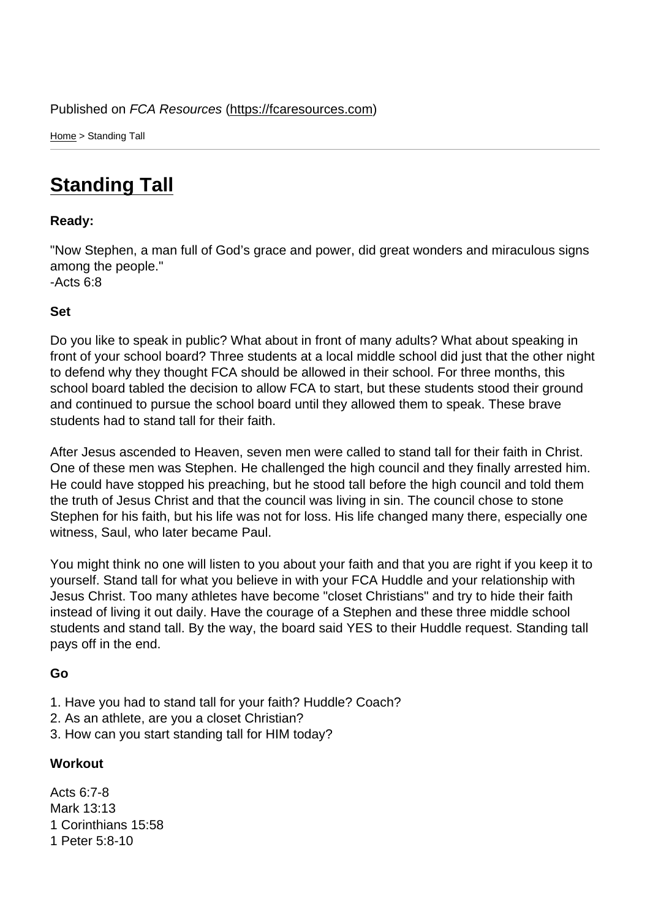Published on *FCA Resources* (https://fcaresources.com)

Home > Standing Tall

# Standing Tall

**Ready:**

"Now Stephen, a man full of God's grace and power, did great wonders and miraculous signs among the people."
-Acts 6:8

**Set**

Do you like to speak in public? What about in front of many adults? What about speaking in front of your school board? Three students at a local middle school did just that the other night to defend why they thought FCA should be allowed in their school. For three months, this school board tabled the decision to allow FCA to start, but these students stood their ground and continued to pursue the school board until they allowed them to speak. These brave students had to stand tall for their faith.

After Jesus ascended to Heaven, seven men were called to stand tall for their faith in Christ. One of these men was Stephen. He challenged the high council and they finally arrested him. He could have stopped his preaching, but he stood tall before the high council and told them the truth of Jesus Christ and that the council was living in sin. The council chose to stone Stephen for his faith, but his life was not for loss. His life changed many there, especially one witness, Saul, who later became Paul.

You might think no one will listen to you about your faith and that you are right if you keep it to yourself. Stand tall for what you believe in with your FCA Huddle and your relationship with Jesus Christ. Too many athletes have become "closet Christians" and try to hide their faith instead of living it out daily. Have the courage of a Stephen and these three middle school students and stand tall. By the way, the board said YES to their Huddle request. Standing tall pays off in the end.

**Go**

1. Have you had to stand tall for your faith? Huddle? Coach?
2. As an athlete, are you a closet Christian?
3. How can you start standing tall for HIM today?

**Workout**

Acts 6:7-8
Mark 13:13
1 Corinthians 15:58
1 Peter 5:8-10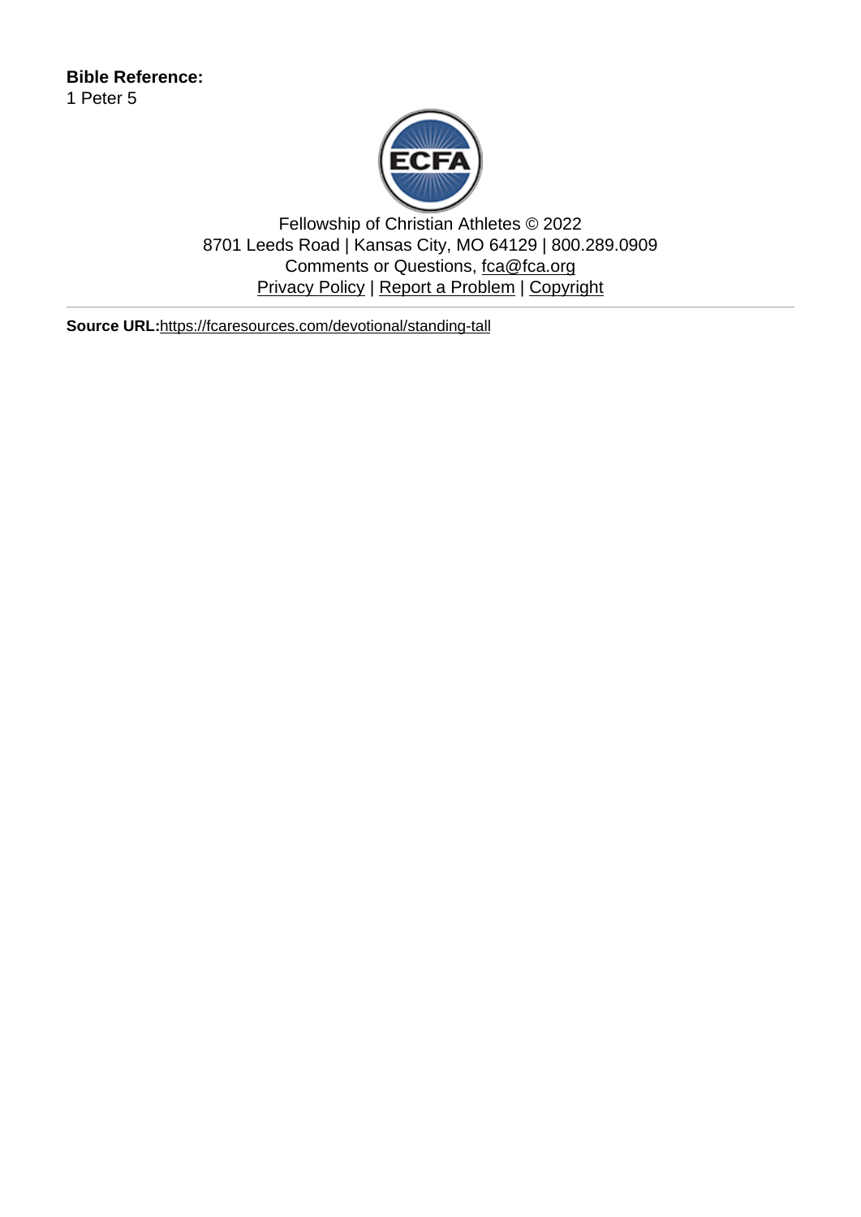**Bible Reference:**
1 Peter 5

Fellowship of Christian Athletes © 2022
8701 Leeds Road | Kansas City, MO 64129 | 800.289.0909
Comments or Questions, fca@fca.org
Privacy Policy | Report a Problem | Copyright

---

**Source URL:**https://fcaresources.com/devotional/standing-tall